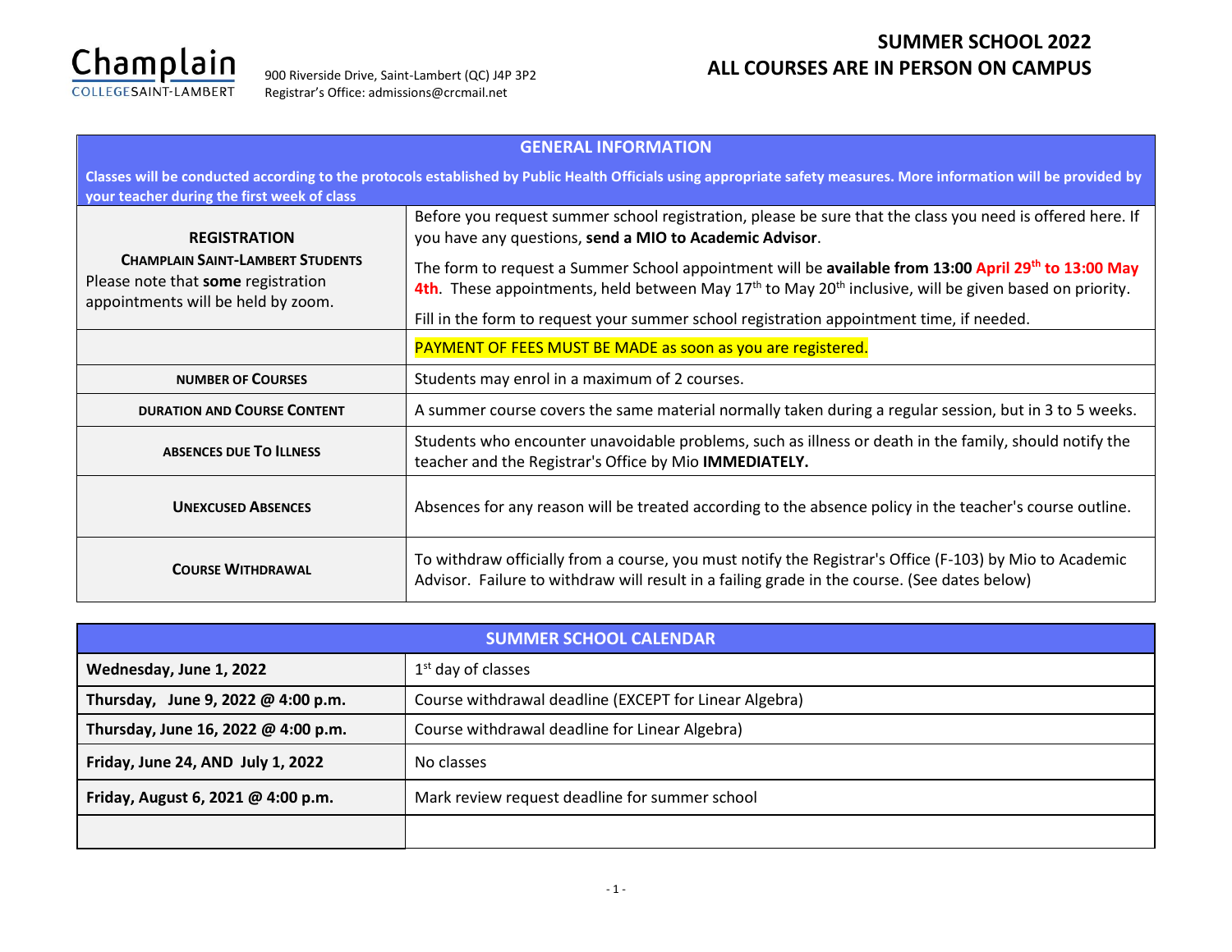Champlain COLLEGE SAINT-LAMBERT

900 Riverside Drive, Saint-Lambert (QC) J4P 3P2
Registrar's Office: admissions@crcmail.net

# SUMMER SCHOOL 2022
# ALL COURSES ARE IN PERSON ON CAMPUS

| GENERAL INFORMATION | |
|---|---|
| **Classes will be conducted according to the protocols established by Public Health Officials using appropriate safety measures. More information will be provided by your teacher during the first week of class** | |
| **REGISTRATION**<br>**CHAMPLAIN SAINT-LAMBERT STUDENTS**<br>Please note that **some** registration appointments will be held by zoom. | Before you request summer school registration, please be sure that the class you need is offered here. If you have any questions, **send a MIO to Academic Advisor**.<br>The form to request a Summer School appointment will be **available from 13:00 April 29th to 13:00 May 4th**. These appointments, held between May 17th to May 20th inclusive, will be given based on priority.<br>Fill in the form to request your summer school registration appointment time, if needed. |
| | PAYMENT OF FEES MUST BE MADE as soon as you are registered. |
| **NUMBER OF COURSES** | Students may enrol in a maximum of 2 courses. |
| **DURATION AND COURSE CONTENT** | A summer course covers the same material normally taken during a regular session, but in 3 to 5 weeks. |
| **ABSENCES DUE TO ILLNESS** | Students who encounter unavoidable problems, such as illness or death in the family, should notify the teacher and the Registrar's Office by Mio **IMMEDIATELY.** |
| **UNEXCUSED ABSENCES** | Absences for any reason will be treated according to the absence policy in the teacher's course outline. |
| **COURSE WITHDRAWAL** | To withdraw officially from a course, you must notify the Registrar's Office (F-103) by Mio to Academic Advisor. Failure to withdraw will result in a failing grade in the course. (See dates below) |

| SUMMER SCHOOL CALENDAR | |
|---|---|
| **Wednesday, June 1, 2022** | 1st day of classes |
| **Thursday, June 9, 2022 @ 4:00 p.m.** | Course withdrawal deadline (EXCEPT for Linear Algebra) |
| **Thursday, June 16, 2022 @ 4:00 p.m.** | Course withdrawal deadline for Linear Algebra) |
| **Friday, June 24, AND July 1, 2022** | No classes |
| **Friday, August 6, 2021 @ 4:00 p.m.** | Mark review request deadline for summer school |
| | |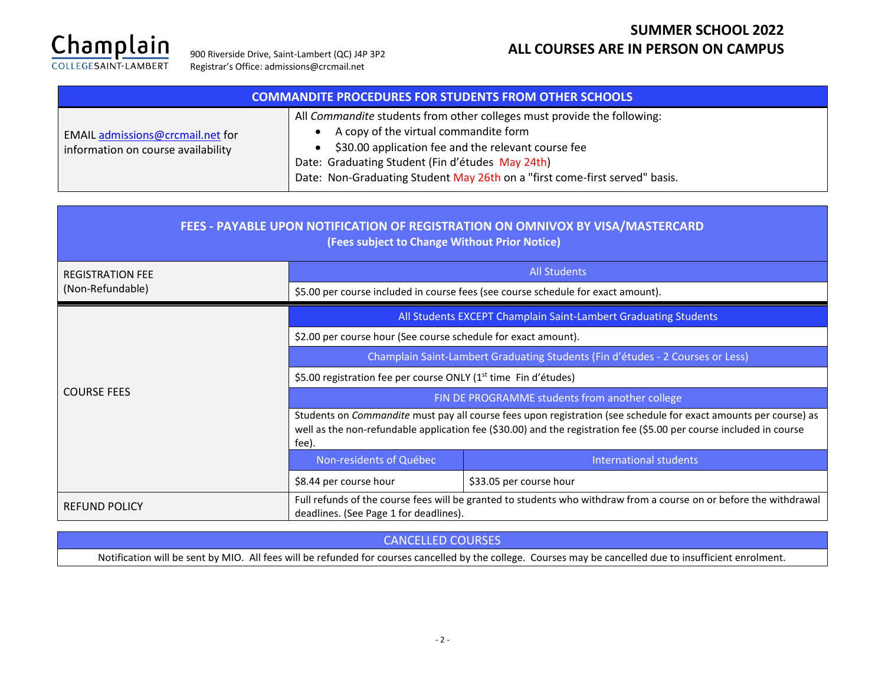Champlain COLLEGE SAINT-LAMBERT

900 Riverside Drive, Saint-Lambert (QC) J4P 3P2
Registrar's Office: admissions@crcmail.net

# SUMMER SCHOOL 2022
# ALL COURSES ARE IN PERSON ON CAMPUS

| COMMANDITE PROCEDURES FOR STUDENTS FROM OTHER SCHOOLS | |
|---|---|
| EMAIL admissions@crcmail.net for information on course availability | All *Commandite* students from other colleges must provide the following:<br>• A copy of the virtual commandite form<br>• $30.00 application fee and the relevant course fee<br>Date: Graduating Student (Fin d'études May 24th)<br>Date: Non-Graduating Student May 26th on a "first come-first served" basis. |

| FEES - PAYABLE UPON NOTIFICATION OF REGISTRATION ON OMNIVOX BY VISA/MASTERCARD (Fees subject to Change Without Prior Notice) | | |
|---|---|---|
| REGISTRATION FEE (Non-Refundable) | All Students | |
| | $5.00 per course included in course fees (see course schedule for exact amount). | |
| COURSE FEES | All Students EXCEPT Champlain Saint-Lambert Graduating Students | |
| | $2.00 per course hour (See course schedule for exact amount). | |
| | Champlain Saint-Lambert Graduating Students (Fin d'études - 2 Courses or Less) | |
| | $5.00 registration fee per course ONLY (1st time Fin d'études) | |
| | FIN DE PROGRAMME students from another college | |
| | Students on *Commandite* must pay all course fees upon registration (see schedule for exact amounts per course) as well as the non-refundable application fee ($30.00) and the registration fee ($5.00 per course included in course fee). | |
| | Non-residents of Québec | International students |
| | $8.44 per course hour | $33.05 per course hour |
| REFUND POLICY | Full refunds of the course fees will be granted to students who withdraw from a course on or before the withdrawal deadlines. (See Page 1 for deadlines). | |

| CANCELLED COURSES |
|---|
| Notification will be sent by MIO. All fees will be refunded for courses cancelled by the college. Courses may be cancelled due to insufficient enrolment. |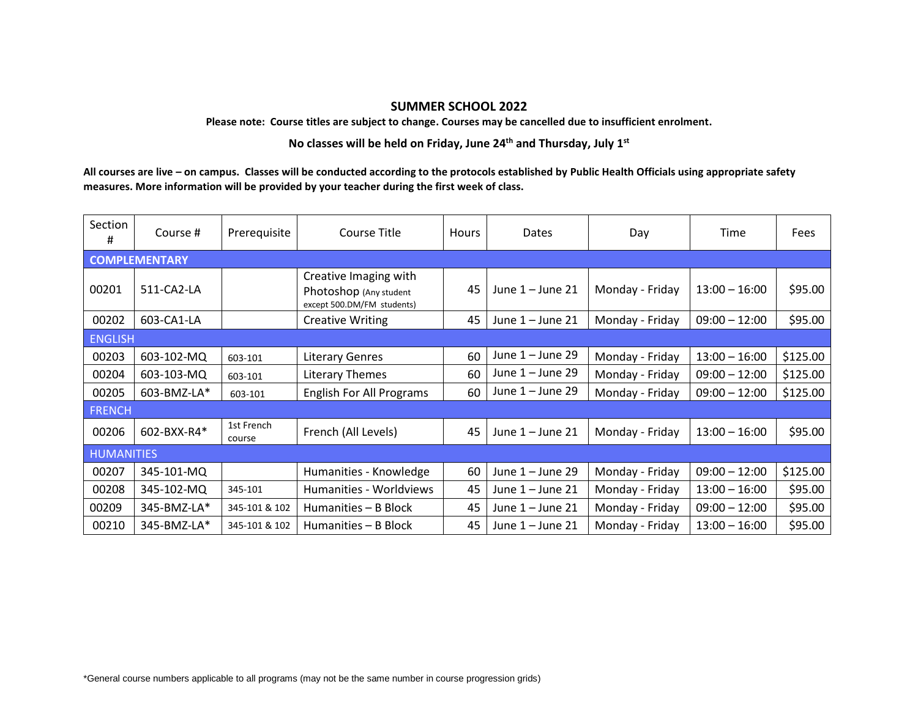# SUMMER SCHOOL 2022

**Please note: Course titles are subject to change. Courses may be cancelled due to insufficient enrolment.**

**No classes will be held on Friday, June 24th and Thursday, July 1st**

**All courses are live – on campus. Classes will be conducted according to the protocols established by Public Health Officials using appropriate safety measures. More information will be provided by your teacher during the first week of class.**

| Section # | Course # | Prerequisite | Course Title | Hours | Dates | Day | Time | Fees |
|---|---|---|---|---|---|---|---|---|
| **COMPLEMENTARY** | | | | | | | | |
| 00201 | 511-CA2-LA | | Creative Imaging with Photoshop (Any student except 500.DM/FM students) | 45 | June 1 – June 21 | Monday - Friday | 13:00 – 16:00 | $95.00 |
| 00202 | 603-CA1-LA | | Creative Writing | 45 | June 1 – June 21 | Monday - Friday | 09:00 – 12:00 | $95.00 |
| ENGLISH | | | | | | | | |
| 00203 | 603-102-MQ | 603-101 | Literary Genres | 60 | June 1 – June 29 | Monday - Friday | 13:00 – 16:00 | $125.00 |
| 00204 | 603-103-MQ | 603-101 | Literary Themes | 60 | June 1 – June 29 | Monday - Friday | 09:00 – 12:00 | $125.00 |
| 00205 | 603-BMZ-LA* | 603-101 | English For All Programs | 60 | June 1 – June 29 | Monday - Friday | 09:00 – 12:00 | $125.00 |
| FRENCH | | | | | | | | |
| 00206 | 602-BXX-R4* | 1st French course | French (All Levels) | 45 | June 1 – June 21 | Monday - Friday | 13:00 – 16:00 | $95.00 |
| HUMANITIES | | | | | | | | |
| 00207 | 345-101-MQ | | Humanities - Knowledge | 60 | June 1 – June 29 | Monday - Friday | 09:00 – 12:00 | $125.00 |
| 00208 | 345-102-MQ | 345-101 | Humanities - Worldviews | 45 | June 1 – June 21 | Monday - Friday | 13:00 – 16:00 | $95.00 |
| 00209 | 345-BMZ-LA* | 345-101 & 102 | Humanities – B Block | 45 | June 1 – June 21 | Monday - Friday | 09:00 – 12:00 | $95.00 |
| 00210 | 345-BMZ-LA* | 345-101 & 102 | Humanities – B Block | 45 | June 1 – June 21 | Monday - Friday | 13:00 – 16:00 | $95.00 |

*General course numbers applicable to all programs (may not be the same number in course progression grids)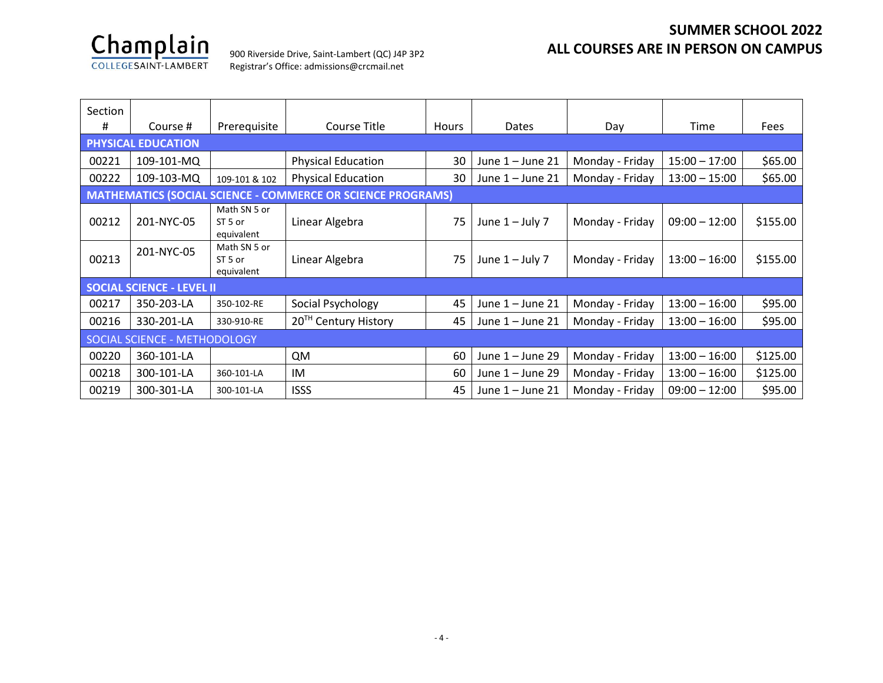Champlain COLLEGE SAINT-LAMBERT

900 Riverside Drive, Saint-Lambert (QC) J4P 3P2
Registrar's Office: admissions@crcmail.net

# SUMMER SCHOOL 2022
# ALL COURSES ARE IN PERSON ON CAMPUS

| Section # | Course # | Prerequisite | Course Title | Hours | Dates | Day | Time | Fees |
|---|---|---|---|---|---|---|---|---|
| **PHYSICAL EDUCATION** | | | | | | | | |
| 00221 | 109-101-MQ | | Physical Education | 30 | June 1 – June 21 | Monday - Friday | 15:00 – 17:00 | $65.00 |
| 00222 | 109-103-MQ | 109-101 & 102 | Physical Education | 30 | June 1 – June 21 | Monday - Friday | 13:00 – 15:00 | $65.00 |
| **MATHEMATICS (SOCIAL SCIENCE - COMMERCE OR SCIENCE PROGRAMS)** | | | | | | | | |
| 00212 | 201-NYC-05 | Math SN 5 or ST 5 or equivalent | Linear Algebra | 75 | June 1 – July 7 | Monday - Friday | 09:00 – 12:00 | $155.00 |
| 00213 | 201-NYC-05 | Math SN 5 or ST 5 or equivalent | Linear Algebra | 75 | June 1 – July 7 | Monday - Friday | 13:00 – 16:00 | $155.00 |
| **SOCIAL SCIENCE - LEVEL II** | | | | | | | | |
| 00217 | 350-203-LA | 350-102-RE | Social Psychology | 45 | June 1 – June 21 | Monday - Friday | 13:00 – 16:00 | $95.00 |
| 00216 | 330-201-LA | 330-910-RE | 20TH Century History | 45 | June 1 – June 21 | Monday - Friday | 13:00 – 16:00 | $95.00 |
| SOCIAL SCIENCE - METHODOLOGY | | | | | | | | |
| 00220 | 360-101-LA | | QM | 60 | June 1 – June 29 | Monday - Friday | 13:00 – 16:00 | $125.00 |
| 00218 | 300-101-LA | 360-101-LA | IM | 60 | June 1 – June 29 | Monday - Friday | 13:00 – 16:00 | $125.00 |
| 00219 | 300-301-LA | 300-101-LA | ISSS | 45 | June 1 – June 21 | Monday - Friday | 09:00 – 12:00 | $95.00 |